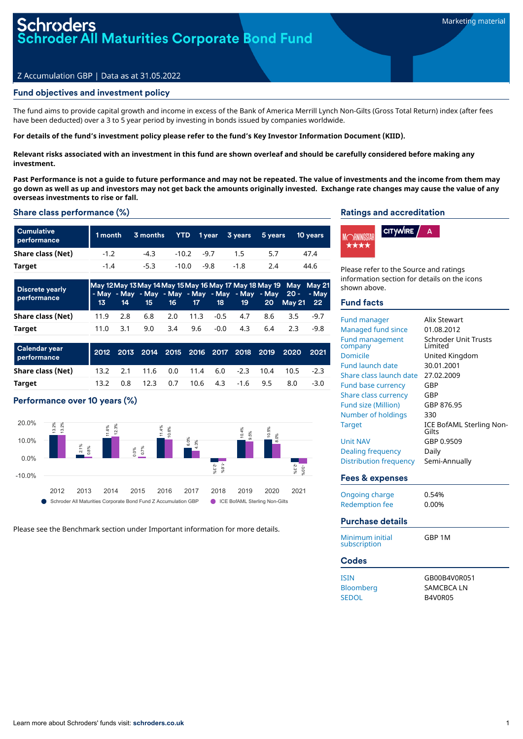# Schroders
# Schroder All Maturities Corporate Bond Fund

Marketing material

Z Accumulation GBP | Data as at 31.05.2022

## Fund objectives and investment policy

The fund aims to provide capital growth and income in excess of the Bank of America Merrill Lynch Non-Gilts (Gross Total Return) index (after fees have been deducted) over a 3 to 5 year period by investing in bonds issued by companies worldwide.

**For details of the fund's investment policy please refer to the fund's Key Investor Information Document (KIID).**

**Relevant risks associated with an investment in this fund are shown overleaf and should be carefully considered before making any investment.**

**Past Performance is not a guide to future performance and may not be repeated. The value of investments and the income from them may go down as well as up and investors may not get back the amounts originally invested. Exchange rate changes may cause the value of any overseas investments to rise or fall.**

## Share class performance (%)

| Cumulative performance | 1 month | 3 months | YTD | 1 year | 3 years | 5 years | 10 years |
|---|---|---|---|---|---|---|---|
| Share class (Net) | -1.2 | -4.3 | -10.2 | -9.7 | 1.5 | 5.7 | 47.4 |
| Target | -1.4 | -5.3 | -10.0 | -9.8 | -1.8 | 2.4 | 44.6 |

| Discrete yearly performance | May 12 - May 13 | May 13 - May 14 | May 14 - May 15 | May 15 - May 16 | May 16 - May 17 | May 17 - May 18 | May 18 - May 19 | May 19 - May 20 | May 20 - May 21 | May 21 - May 22 |
|---|---|---|---|---|---|---|---|---|---|---|
| Share class (Net) | 11.9 | 2.8 | 6.8 | 2.0 | 11.3 | -0.5 | 4.7 | 8.6 | 3.5 | -9.7 |
| Target | 11.0 | 3.1 | 9.0 | 3.4 | 9.6 | -0.0 | 4.3 | 6.4 | 2.3 | -9.8 |

| Calendar year performance | 2012 | 2013 | 2014 | 2015 | 2016 | 2017 | 2018 | 2019 | 2020 | 2021 |
|---|---|---|---|---|---|---|---|---|---|---|
| Share class (Net) | 13.2 | 2.1 | 11.6 | 0.0 | 11.4 | 6.0 | -2.3 | 10.4 | 10.5 | -2.3 |
| Target | 13.2 | 0.8 | 12.3 | 0.7 | 10.6 | 4.3 | -1.6 | 9.5 | 8.0 | -3.0 |

## Performance over 10 years (%)

| Year | Schroder All Maturities Corporate Bond Fund Z Accumulation GBP | ICE BofAML Sterling Non-Gilts |
|---|---|---|
| 2012 | 13.2% | 13.2% |
| 2013 | 2.1% | 0.8% |
| 2014 | 11.6% | 12.3% |
| 2015 | 0.0% | 0.7% |
| 2016 | 11.4% | 10.6% |
| 2017 | 6.0% | 4.3% |
| 2018 | -2.3% | -1.6% |
| 2019 | 10.4% | 9.5% |
| 2020 | 10.5% | 8.0% |
| 2021 | -2.3% | -3.0% |

Please see the Benchmark section under Important information for more details.

## Ratings and accreditation

Morningstar ★★★★ | Citywire A

Please refer to the Source and ratings information section for details on the icons shown above.

## Fund facts

| | |
|---|---|
| Fund manager | Alix Stewart |
| Managed fund since | 01.08.2012 |
| Fund management company | Schroder Unit Trusts Limited |
| Domicile | United Kingdom |
| Fund launch date | 30.01.2001 |
| Share class launch date | 27.02.2009 |
| Fund base currency | GBP |
| Share class currency | GBP |
| Fund size (Million) | GBP 876.95 |
| Number of holdings | 330 |
| Target | ICE BofAML Sterling Non-Gilts |
| Unit NAV | GBP 0.9509 |
| Dealing frequency | Daily |
| Distribution frequency | Semi-Annually |

## Fees & expenses

| | |
|---|---|
| Ongoing charge | 0.54% |
| Redemption fee | 0.00% |

## Purchase details

| | |
|---|---|
| Minimum initial subscription | GBP 1M |

## Codes

| | |
|---|---|
| ISIN | GB00B4V0R051 |
| Bloomberg | SAMCBCA LN |
| SEDOL | B4V0R05 |

Learn more about Schroders' funds visit: **schroders.co.uk**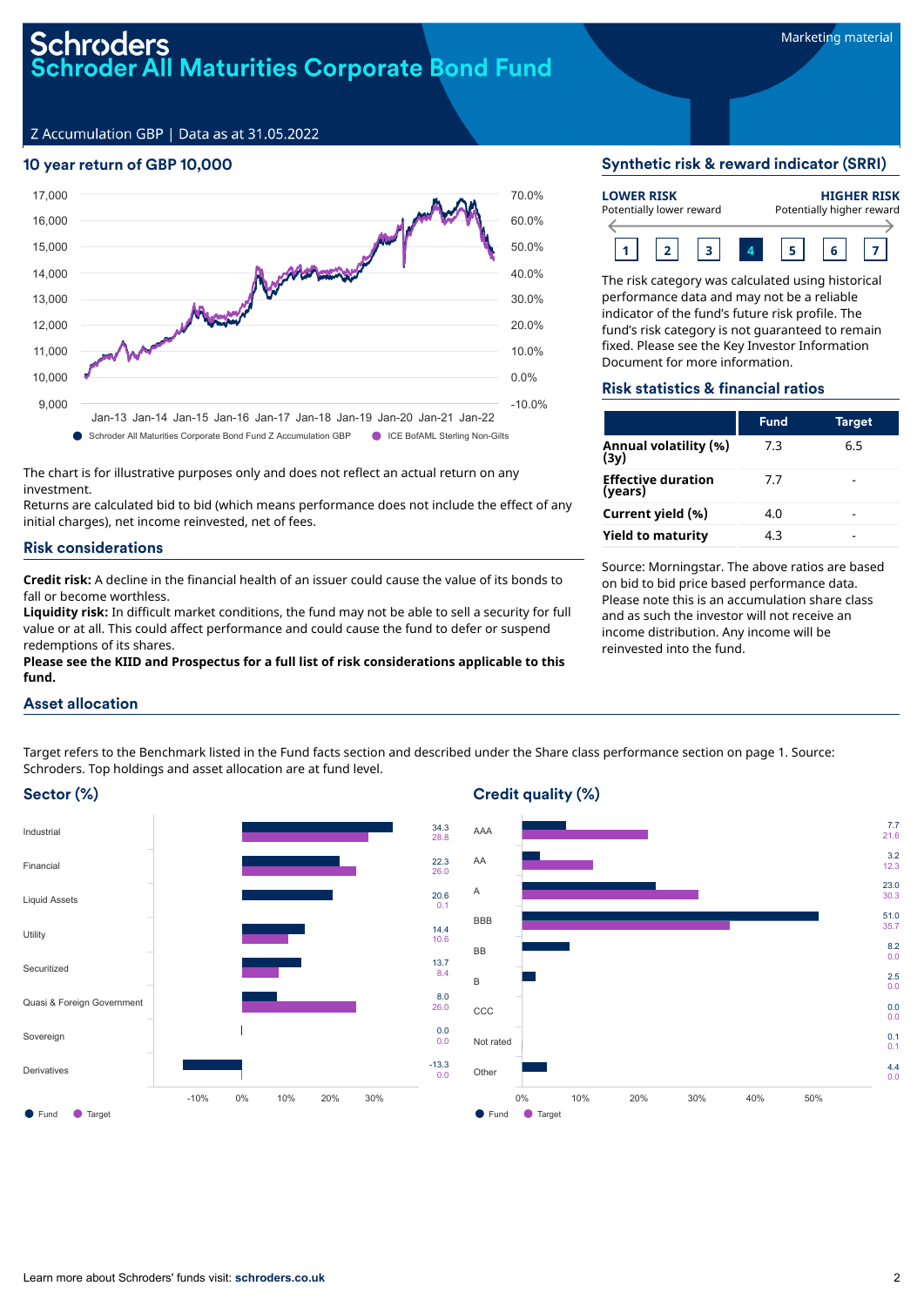# Schroders
# Schroder All Maturities Corporate Bond Fund

Marketing material

Z Accumulation GBP | Data as at 31.05.2022

## 10 year return of GBP 10,000

Schroder All Maturities Corporate Bond Fund Z Accumulation GBP ● ICE BofAML Sterling Non-Gilts

The chart is for illustrative purposes only and does not reflect an actual return on any investment.

Returns are calculated bid to bid (which means performance does not include the effect of any initial charges), net income reinvested, net of fees.

## Risk considerations

**Credit risk:** A decline in the financial health of an issuer could cause the value of its bonds to fall or become worthless.

**Liquidity risk:** In difficult market conditions, the fund may not be able to sell a security for full value or at all. This could affect performance and could cause the fund to defer or suspend redemptions of its shares.

**Please see the KIID and Prospectus for a full list of risk considerations applicable to this fund.**

## Synthetic risk & reward indicator (SRRI)

**LOWER RISK** Potentially lower reward — **HIGHER RISK** Potentially higher reward

1 | 2 | 3 | **4** | 5 | 6 | 7

The risk category was calculated using historical performance data and may not be a reliable indicator of the fund's future risk profile. The fund's risk category is not guaranteed to remain fixed. Please see the Key Investor Information Document for more information.

## Risk statistics & financial ratios

| | Fund | Target |
|---|---|---|
| **Annual volatility (%) (3y)** | 7.3 | 6.5 |
| **Effective duration (years)** | 7.7 | - |
| **Current yield (%)** | 4.0 | - |
| **Yield to maturity** | 4.3 | - |

Source: Morningstar. The above ratios are based on bid to bid price based performance data. Please note this is an accumulation share class and as such the investor will not receive an income distribution. Any income will be reinvested into the fund.

## Asset allocation

Target refers to the Benchmark listed in the Fund facts section and described under the Share class performance section on page 1. Source: Schroders. Top holdings and asset allocation are at fund level.

### Sector (%)

| Sector | Fund | Target |
|---|---|---|
| Industrial | 34.3 | 28.8 |
| Financial | 22.3 | 26.0 |
| Liquid Assets | 20.6 | 0.1 |
| Utility | 14.4 | 10.6 |
| Securitized | 13.7 | 8.4 |
| Quasi & Foreign Government | 8.0 | 26.0 |
| Sovereign | 0.0 | 0.0 |
| Derivatives | -13.3 | 0.0 |

### Credit quality (%)

| Rating | Fund | Target |
|---|---|---|
| AAA | 7.7 | 21.6 |
| AA | 3.2 | 12.3 |
| A | 23.0 | 30.3 |
| BBB | 51.0 | 35.7 |
| BB | 8.2 | 0.0 |
| B | 2.5 | 0.0 |
| CCC | 0.0 | 0.0 |
| Not rated | 0.1 | 0.1 |
| Other | 4.4 | 0.0 |

Learn more about Schroders' funds visit: **schroders.co.uk**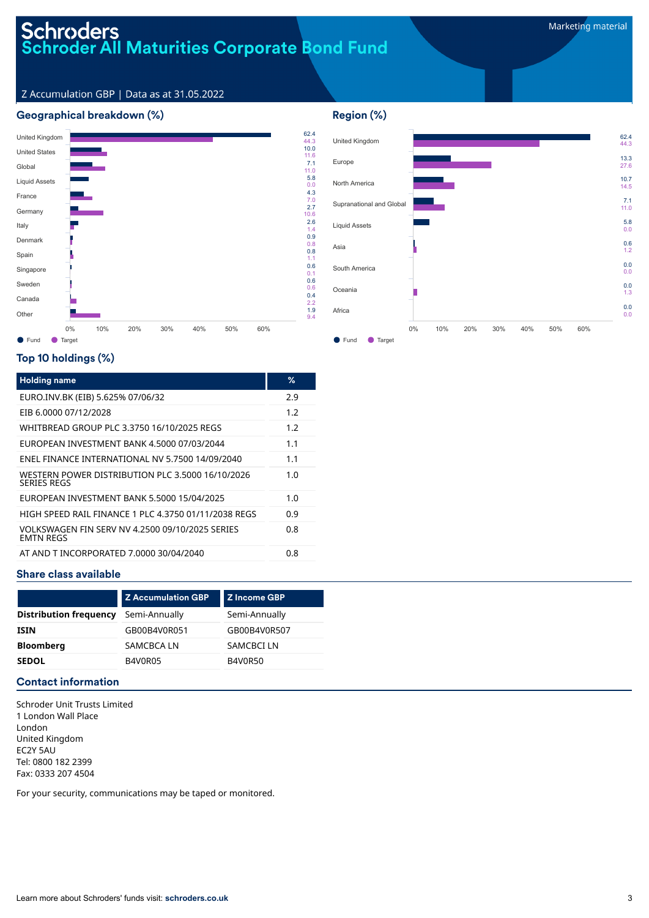# Schroders
## Schroder All Maturities Corporate Bond Fund

Marketing material

Z Accumulation GBP | Data as at 31.05.2022

### Geographical breakdown (%)

| Country | Fund | Target |
|---|---|---|
| United Kingdom | 62.4 | 44.3 |
| United States | 10.0 | 11.6 |
| Global | 7.1 | 11.0 |
| Liquid Assets | 5.8 | 0.0 |
| France | 4.3 | 7.0 |
| Germany | 2.7 | 10.6 |
| Italy | 2.6 | 1.4 |
| Denmark | 0.9 | 0.8 |
| Spain | 0.8 | 1.1 |
| Singapore | 0.6 | 0.1 |
| Sweden | 0.6 | 0.6 |
| Canada | 0.4 | 2.2 |
| Other | 1.9 | 9.4 |

### Region (%)

| Region | Fund | Target |
|---|---|---|
| United Kingdom | 62.4 | 44.3 |
| Europe | 13.3 | 27.6 |
| North America | 10.7 | 14.5 |
| Supranational and Global | 7.1 | 11.0 |
| Liquid Assets | 5.8 | 0.0 |
| Asia | 0.6 | 1.2 |
| South America | 0.0 | 0.0 |
| Oceania | 0.0 | 1.3 |
| Africa | 0.0 | 0.0 |

### Top 10 holdings (%)

| Holding name | % |
|---|---|
| EURO.INV.BK (EIB) 5.625% 07/06/32 | 2.9 |
| EIB 6.0000 07/12/2028 | 1.2 |
| WHITBREAD GROUP PLC 3.3750 16/10/2025 REGS | 1.2 |
| EUROPEAN INVESTMENT BANK 4.5000 07/03/2044 | 1.1 |
| ENEL FINANCE INTERNATIONAL NV 5.7500 14/09/2040 | 1.1 |
| WESTERN POWER DISTRIBUTION PLC 3.5000 16/10/2026 SERIES REGS | 1.0 |
| EUROPEAN INVESTMENT BANK 5.5000 15/04/2025 | 1.0 |
| HIGH SPEED RAIL FINANCE 1 PLC 4.3750 01/11/2038 REGS | 0.9 |
| VOLKSWAGEN FIN SERV NV 4.2500 09/10/2025 SERIES EMTN REGS | 0.8 |
| AT AND T INCORPORATED 7.0000 30/04/2040 | 0.8 |

### Share class available

| | Z Accumulation GBP | Z Income GBP |
|---|---|---|
| **Distribution frequency** | Semi-Annually | Semi-Annually |
| **ISIN** | GB00B4V0R051 | GB00B4V0R507 |
| **Bloomberg** | SAMCBCA LN | SAMCBCI LN |
| **SEDOL** | B4V0R05 | B4V0R50 |

### Contact information

Schroder Unit Trusts Limited
1 London Wall Place
London
United Kingdom
EC2Y 5AU
Tel: 0800 182 2399
Fax: 0333 207 4504

For your security, communications may be taped or monitored.

Learn more about Schroders' funds visit: **schroders.co.uk**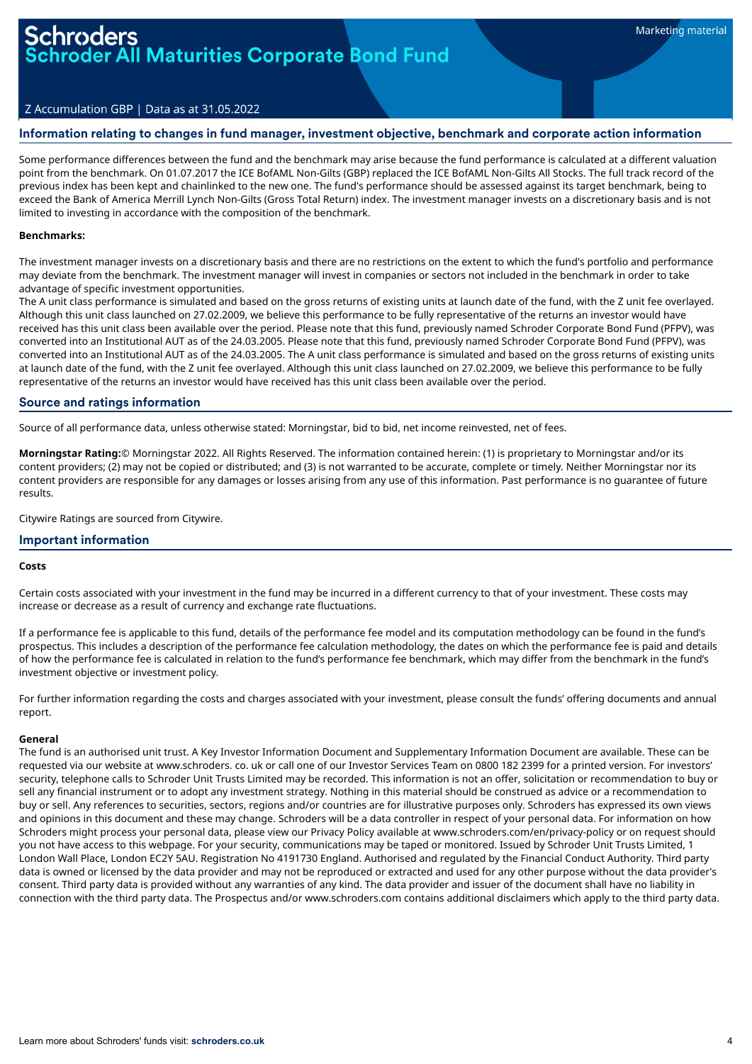# Schroders
# Schroder All Maturities Corporate Bond Fund

Marketing material

Z Accumulation GBP | Data as at 31.05.2022

## Information relating to changes in fund manager, investment objective, benchmark and corporate action information

Some performance differences between the fund and the benchmark may arise because the fund performance is calculated at a different valuation point from the benchmark. On 01.07.2017 the ICE BofAML Non-Gilts (GBP) replaced the ICE BofAML Non-Gilts All Stocks. The full track record of the previous index has been kept and chainlinked to the new one. The fund's performance should be assessed against its target benchmark, being to exceed the Bank of America Merrill Lynch Non-Gilts (Gross Total Return) index. The investment manager invests on a discretionary basis and is not limited to investing in accordance with the composition of the benchmark.

**Benchmarks:**

The investment manager invests on a discretionary basis and there are no restrictions on the extent to which the fund's portfolio and performance may deviate from the benchmark. The investment manager will invest in companies or sectors not included in the benchmark in order to take advantage of specific investment opportunities.
The A unit class performance is simulated and based on the gross returns of existing units at launch date of the fund, with the Z unit fee overlayed. Although this unit class launched on 27.02.2009, we believe this performance to be fully representative of the returns an investor would have received has this unit class been available over the period. Please note that this fund, previously named Schroder Corporate Bond Fund (PFPV), was converted into an Institutional AUT as of the 24.03.2005. Please note that this fund, previously named Schroder Corporate Bond Fund (PFPV), was converted into an Institutional AUT as of the 24.03.2005. The A unit class performance is simulated and based on the gross returns of existing units at launch date of the fund, with the Z unit fee overlayed. Although this unit class launched on 27.02.2009, we believe this performance to be fully representative of the returns an investor would have received has this unit class been available over the period.

## Source and ratings information

Source of all performance data, unless otherwise stated: Morningstar, bid to bid, net income reinvested, net of fees.

**Morningstar Rating:**© Morningstar 2022. All Rights Reserved. The information contained herein: (1) is proprietary to Morningstar and/or its content providers; (2) may not be copied or distributed; and (3) is not warranted to be accurate, complete or timely. Neither Morningstar nor its content providers are responsible for any damages or losses arising from any use of this information. Past performance is no guarantee of future results.

Citywire Ratings are sourced from Citywire.

## Important information

**Costs**

Certain costs associated with your investment in the fund may be incurred in a different currency to that of your investment. These costs may increase or decrease as a result of currency and exchange rate fluctuations.

If a performance fee is applicable to this fund, details of the performance fee model and its computation methodology can be found in the fund's prospectus. This includes a description of the performance fee calculation methodology, the dates on which the performance fee is paid and details of how the performance fee is calculated in relation to the fund's performance fee benchmark, which may differ from the benchmark in the fund's investment objective or investment policy.

For further information regarding the costs and charges associated with your investment, please consult the funds' offering documents and annual report.

**General**
The fund is an authorised unit trust. A Key Investor Information Document and Supplementary Information Document are available. These can be requested via our website at www.schroders. co. uk or call one of our Investor Services Team on 0800 182 2399 for a printed version. For investors' security, telephone calls to Schroder Unit Trusts Limited may be recorded. This information is not an offer, solicitation or recommendation to buy or sell any financial instrument or to adopt any investment strategy. Nothing in this material should be construed as advice or a recommendation to buy or sell. Any references to securities, sectors, regions and/or countries are for illustrative purposes only. Schroders has expressed its own views and opinions in this document and these may change. Schroders will be a data controller in respect of your personal data. For information on how Schroders might process your personal data, please view our Privacy Policy available at www.schroders.com/en/privacy-policy or on request should you not have access to this webpage. For your security, communications may be taped or monitored. Issued by Schroder Unit Trusts Limited, 1 London Wall Place, London EC2Y 5AU. Registration No 4191730 England. Authorised and regulated by the Financial Conduct Authority. Third party data is owned or licensed by the data provider and may not be reproduced or extracted and used for any other purpose without the data provider's consent. Third party data is provided without any warranties of any kind. The data provider and issuer of the document shall have no liability in connection with the third party data. The Prospectus and/or www.schroders.com contains additional disclaimers which apply to the third party data.

Learn more about Schroders' funds visit: **schroders.co.uk**